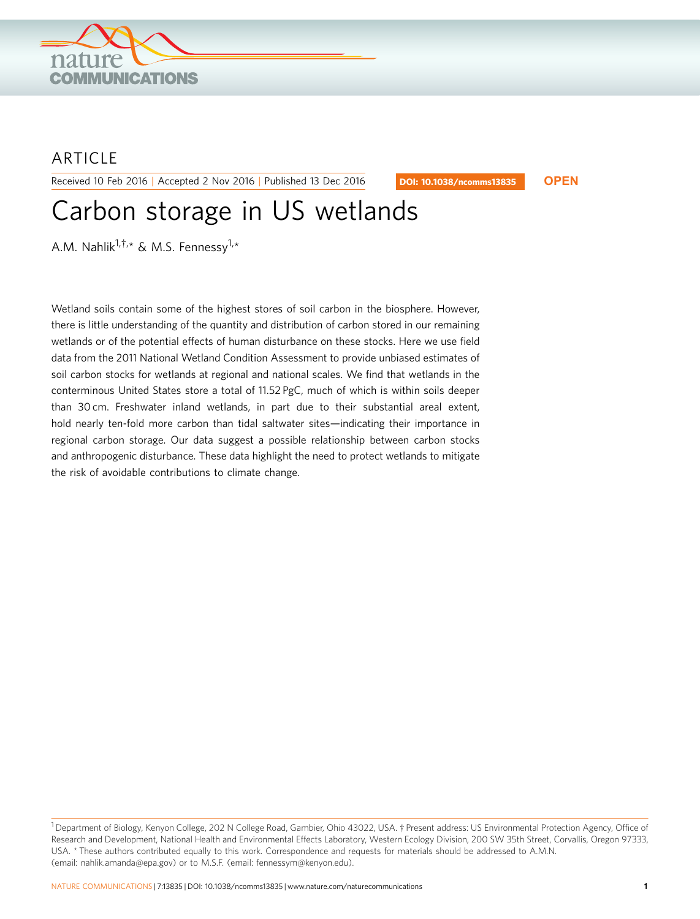ARTICLE

Received 10 Feb 2016 | Accepted 2 Nov 2016 | Published 13 Dec 2016

DOI: 10.1038/ncomms13835 **OPEN**

# Carbon storage in US wetlands

A.M. Nahlik[1,†,*] & M.S. Fennessy[1,*]

Wetland soils contain some of the highest stores of soil carbon in the biosphere. However, there is little understanding of the quantity and distribution of carbon stored in our remaining wetlands or of the potential effects of human disturbance on these stocks. Here we use field data from the 2011 National Wetland Condition Assessment to provide unbiased estimates of soil carbon stocks for wetlands at regional and national scales. We find that wetlands in the conterminous United States store a total of 11.52 PgC, much of which is within soils deeper than 30 cm. Freshwater inland wetlands, in part due to their substantial areal extent, hold nearly ten-fold more carbon than tidal saltwater sites—indicating their importance in regional carbon storage. Our data suggest a possible relationship between carbon stocks and anthropogenic disturbance. These data highlight the need to protect wetlands to mitigate the risk of avoidable contributions to climate change.

[1] Department of Biology, Kenyon College, 202 N College Road, Gambier, Ohio 43022, USA. † Present address: US Environmental Protection Agency, Office of Research and Development, National Health and Environmental Effects Laboratory, Western Ecology Division, 200 SW 35th Street, Corvallis, Oregon 97333, USA. * These authors contributed equally to this work. Correspondence and requests for materials should be addressed to A.M.N. (email: nahlik.amanda@epa.gov) or to M.S.F. (email: fennessym@kenyon.edu).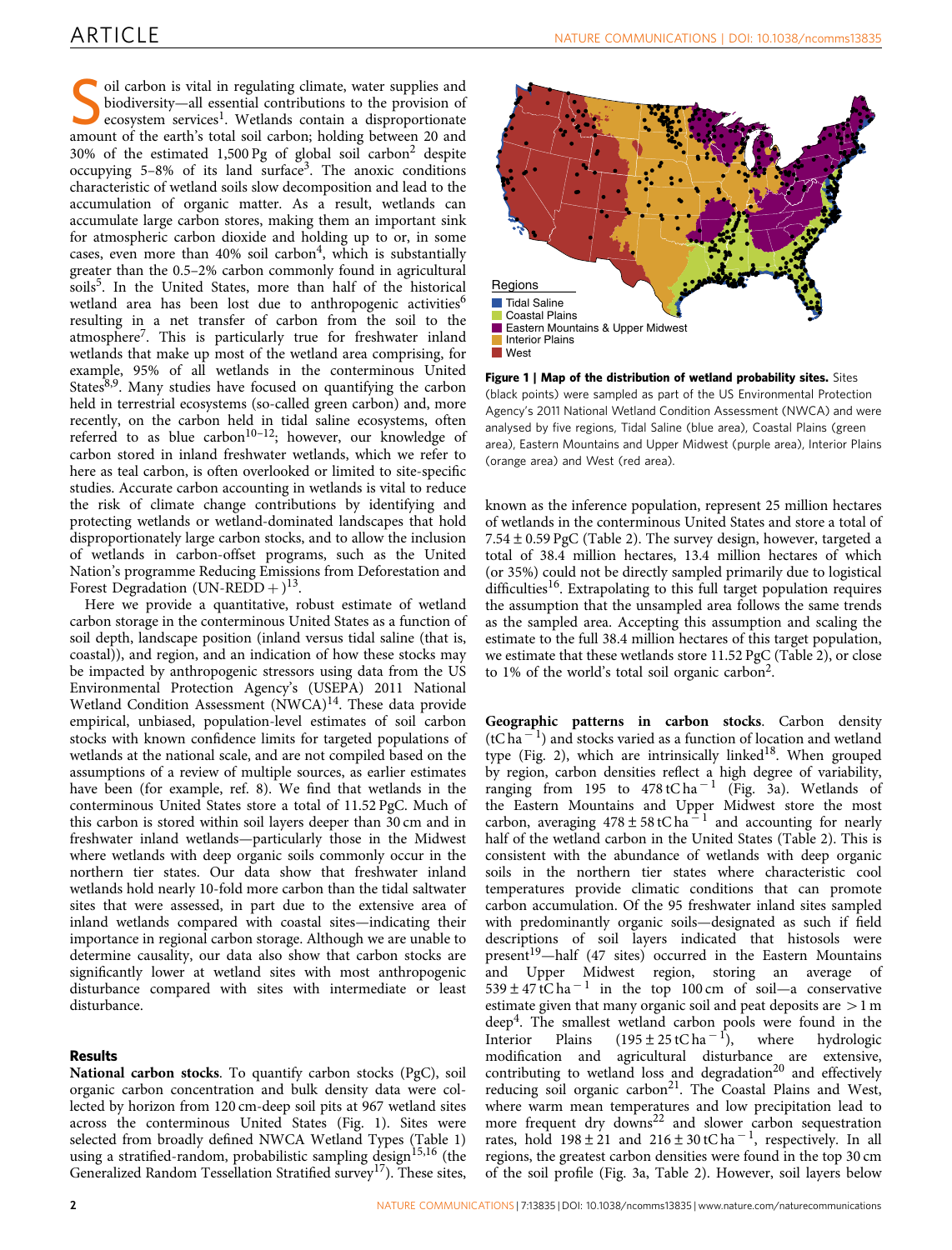Soil carbon is vital in regulating climate, water supplies and biodiversity—all essential contributions to the provision of ecosystem services[1]. Wetlands contain a disproportionate amount of the earth's total soil carbon; holding between 20 and 30% of the estimated 1,500 Pg of global soil carbon[2] despite occupying 5–8% of its land surface[3]. The anoxic conditions characteristic of wetland soils slow decomposition and lead to the accumulation of organic matter. As a result, wetlands can accumulate large carbon stores, making them an important sink for atmospheric carbon dioxide and holding up to or, in some cases, even more than 40% soil carbon[4], which is substantially greater than the 0.5–2% carbon commonly found in agricultural soils[5]. In the United States, more than half of the historical wetland area has been lost due to anthropogenic activities[6] resulting in a net transfer of carbon from the soil to the atmosphere[7]. This is particularly true for freshwater inland wetlands that make up most of the wetland area comprising, for example, 95% of all wetlands in the conterminous United States[8,9]. Many studies have focused on quantifying the carbon held in terrestrial ecosystems (so-called green carbon) and, more recently, on the carbon held in tidal saline ecosystems, often referred to as blue carbon[10–12]; however, our knowledge of carbon stored in inland freshwater wetlands, which we refer to here as teal carbon, is often overlooked or limited to site-specific studies. Accurate carbon accounting in wetlands is vital to reduce the risk of climate change contributions by identifying and protecting wetlands or wetland-dominated landscapes that hold disproportionately large carbon stocks, and to allow the inclusion of wetlands in carbon-offset programs, such as the United Nation's programme Reducing Emissions from Deforestation and Forest Degradation (UN-REDD + )[13].

Here we provide a quantitative, robust estimate of wetland carbon storage in the conterminous United States as a function of soil depth, landscape position (inland versus tidal saline (that is, coastal)), and region, and an indication of how these stocks may be impacted by anthropogenic stressors using data from the US Environmental Protection Agency's (USEPA) 2011 National Wetland Condition Assessment (NWCA)[14]. These data provide empirical, unbiased, population-level estimates of soil carbon stocks with known confidence limits for targeted populations of wetlands at the national scale, and are not compiled based on the assumptions of a review of multiple sources, as earlier estimates have been (for example, ref. 8). We find that wetlands in the conterminous United States store a total of 11.52 PgC. Much of this carbon is stored within soil layers deeper than 30 cm and in freshwater inland wetlands—particularly those in the Midwest where wetlands with deep organic soils commonly occur in the northern tier states. Our data show that freshwater inland wetlands hold nearly 10-fold more carbon than the tidal saltwater sites that were assessed, in part due to the extensive area of inland wetlands compared with coastal sites—indicating their importance in regional carbon storage. Although we are unable to determine causality, our data also show that carbon stocks are significantly lower at wetland sites with most anthropogenic disturbance compared with sites with intermediate or least disturbance.

## Results

**National carbon stocks**. To quantify carbon stocks (PgC), soil organic carbon concentration and bulk density data were collected by horizon from 120 cm-deep soil pits at 967 wetland sites across the conterminous United States (Fig. 1). Sites were selected from broadly defined NWCA Wetland Types (Table 1) using a stratified-random, probabilistic sampling design[15,16] (the Generalized Random Tessellation Stratified survey[17]). These sites,

Regions
Tidal Saline
Coastal Plains
Eastern Mountains & Upper Midwest
Interior Plains
West

**Figure 1 | Map of the distribution of wetland probability sites.** Sites (black points) were sampled as part of the US Environmental Protection Agency's 2011 National Wetland Condition Assessment (NWCA) and were analysed by five regions, Tidal Saline (blue area), Coastal Plains (green area), Eastern Mountains and Upper Midwest (purple area), Interior Plains (orange area) and West (red area).

known as the inference population, represent 25 million hectares of wetlands in the conterminous United States and store a total of $7.54 \pm 0.59$ PgC (Table 2). The survey design, however, targeted a total of 38.4 million hectares, 13.4 million hectares of which (or 35%) could not be directly sampled primarily due to logistical difficulties[16]. Extrapolating to this full target population requires the assumption that the unsampled area follows the same trends as the sampled area. Accepting this assumption and scaling the estimate to the full 38.4 million hectares of this target population, we estimate that these wetlands store 11.52 PgC (Table 2), or close to 1% of the world's total soil organic carbon[2].

**Geographic patterns in carbon stocks**. Carbon density ($\mathrm{tC\,ha^{-1}}$) and stocks varied as a function of location and wetland type (Fig. 2), which are intrinsically linked[18]. When grouped by region, carbon densities reflect a high degree of variability, ranging from 195 to 478 $\mathrm{tC\,ha^{-1}}$ (Fig. 3a). Wetlands of the Eastern Mountains and Upper Midwest store the most carbon, averaging $478 \pm 58\ \mathrm{tC\,ha^{-1}}$ and accounting for nearly half of the wetland carbon in the United States (Table 2). This is consistent with the abundance of wetlands with deep organic soils in the northern tier states where characteristic cool temperatures provide climatic conditions that can promote carbon accumulation. Of the 95 freshwater inland sites sampled with predominantly organic soils—designated as such if field descriptions of soil layers indicated that histosols were present[19]—half (47 sites) occurred in the Eastern Mountains and Upper Midwest region, storing an average of $539 \pm 47\ \mathrm{tC\,ha^{-1}}$ in the top 100 cm of soil—a conservative estimate given that many organic soil and peat deposits are $>1$ m deep[4]. The smallest wetland carbon pools were found in the Interior Plains ($195 \pm 25\ \mathrm{tC\,ha^{-1}}$), where hydrologic modification and agricultural disturbance are extensive, contributing to wetland loss and degradation[20] and effectively reducing soil organic carbon[21]. The Coastal Plains and West, where warm mean temperatures and low precipitation lead to more frequent dry downs[22] and slower carbon sequestration rates, hold $198 \pm 21$ and $216 \pm 30\ \mathrm{tC\,ha^{-1}}$, respectively. In all regions, the greatest carbon densities were found in the top 30 cm of the soil profile (Fig. 3a, Table 2). However, soil layers below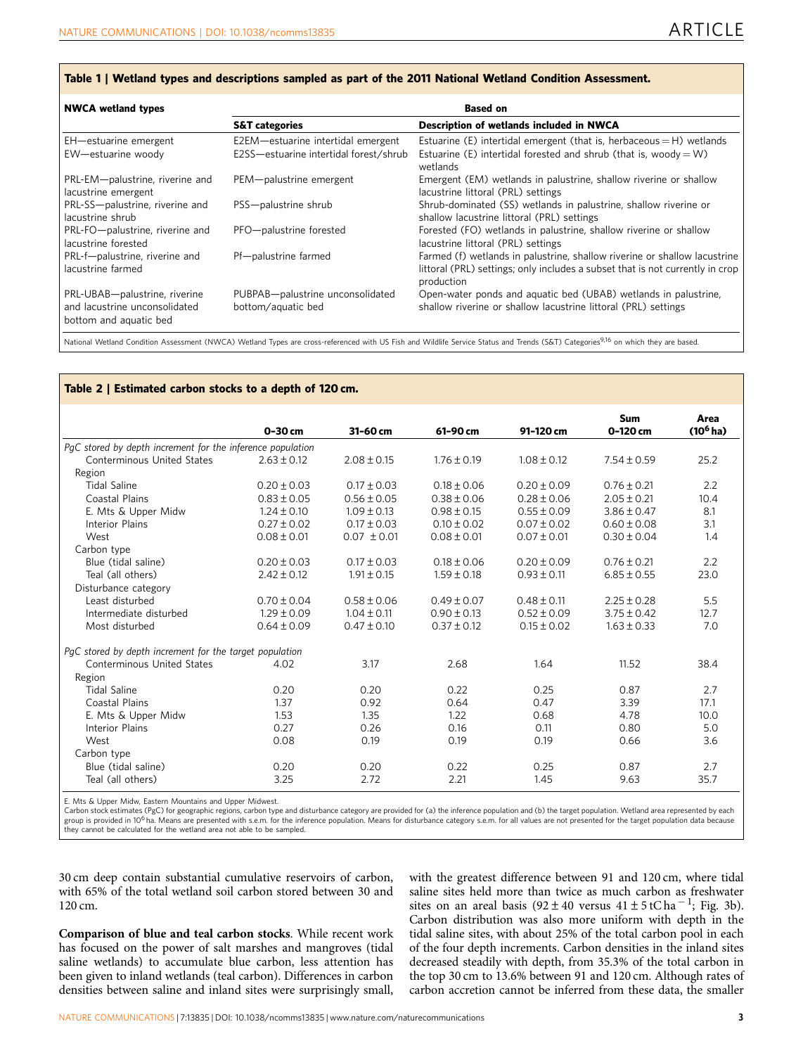**Table 1 | Wetland types and descriptions sampled as part of the 2011 National Wetland Condition Assessment.**

| NWCA wetland types | Based on | |
|---|---|---|
| | **S&T categories** | **Description of wetlands included in NWCA** |
| EH—estuarine emergent | E2EM—estuarine intertidal emergent | Estuarine (E) intertidal emergent (that is, herbaceous = H) wetlands |
| EW—estuarine woody | E2SS—estuarine intertidal forest/shrub | Estuarine (E) intertidal forested and shrub (that is, woody = W) wetlands |
| PRL-EM—palustrine, riverine and lacustrine emergent | PEM—palustrine emergent | Emergent (EM) wetlands in palustrine, shallow riverine or shallow lacustrine littoral (PRL) settings |
| PRL-SS—palustrine, riverine and lacustrine shrub | PSS—palustrine shrub | Shrub-dominated (SS) wetlands in palustrine, shallow riverine or shallow lacustrine littoral (PRL) settings |
| PRL-FO—palustrine, riverine and lacustrine forested | PFO—palustrine forested | Forested (FO) wetlands in palustrine, shallow riverine or shallow lacustrine littoral (PRL) settings |
| PRL-f—palustrine, riverine and lacustrine farmed | Pf—palustrine farmed | Farmed (f) wetlands in palustrine, shallow riverine or shallow lacustrine littoral (PRL) settings; only includes a subset that is not currently in crop production |
| PRL-UBAB—palustrine, riverine and lacustrine unconsolidated bottom and aquatic bed | PUBPAB—palustrine unconsolidated bottom/aquatic bed | Open-water ponds and aquatic bed (UBAB) wetlands in palustrine, shallow riverine or shallow lacustrine littoral (PRL) settings |

National Wetland Condition Assessment (NWCA) Wetland Types are cross-referenced with US Fish and Wildlife Service Status and Trends (S&T) Categories[9,16] on which they are based.

**Table 2 | Estimated carbon stocks to a depth of 120 cm.**

| | 0–30 cm | 31–60 cm | 61–90 cm | 91–120 cm | Sum 0–120 cm | Area ($10^6$ ha) |
|---|---|---|---|---|---|---|
| *PgC stored by depth increment for the inference population* | | | | | | |
| Conterminous United States | 2.63 ± 0.12 | 2.08 ± 0.15 | 1.76 ± 0.19 | 1.08 ± 0.12 | 7.54 ± 0.59 | 25.2 |
| Region | | | | | | |
| Tidal Saline | 0.20 ± 0.03 | 0.17 ± 0.03 | 0.18 ± 0.06 | 0.20 ± 0.09 | 0.76 ± 0.21 | 2.2 |
| Coastal Plains | 0.83 ± 0.05 | 0.56 ± 0.05 | 0.38 ± 0.06 | 0.28 ± 0.06 | 2.05 ± 0.21 | 10.4 |
| E. Mts & Upper Midw | 1.24 ± 0.10 | 1.09 ± 0.13 | 0.98 ± 0.15 | 0.55 ± 0.09 | 3.86 ± 0.47 | 8.1 |
| Interior Plains | 0.27 ± 0.02 | 0.17 ± 0.03 | 0.10 ± 0.02 | 0.07 ± 0.02 | 0.60 ± 0.08 | 3.1 |
| West | 0.08 ± 0.01 | 0.07 ± 0.01 | 0.08 ± 0.01 | 0.07 ± 0.01 | 0.30 ± 0.04 | 1.4 |
| Carbon type | | | | | | |
| Blue (tidal saline) | 0.20 ± 0.03 | 0.17 ± 0.03 | 0.18 ± 0.06 | 0.20 ± 0.09 | 0.76 ± 0.21 | 2.2 |
| Teal (all others) | 2.42 ± 0.12 | 1.91 ± 0.15 | 1.59 ± 0.18 | 0.93 ± 0.11 | 6.85 ± 0.55 | 23.0 |
| Disturbance category | | | | | | |
| Least disturbed | 0.70 ± 0.04 | 0.58 ± 0.06 | 0.49 ± 0.07 | 0.48 ± 0.11 | 2.25 ± 0.28 | 5.5 |
| Intermediate disturbed | 1.29 ± 0.09 | 1.04 ± 0.11 | 0.90 ± 0.13 | 0.52 ± 0.09 | 3.75 ± 0.42 | 12.7 |
| Most disturbed | 0.64 ± 0.09 | 0.47 ± 0.10 | 0.37 ± 0.12 | 0.15 ± 0.02 | 1.63 ± 0.33 | 7.0 |
| *PgC stored by depth increment for the target population* | | | | | | |
| Conterminous United States | 4.02 | 3.17 | 2.68 | 1.64 | 11.52 | 38.4 |
| Region | | | | | | |
| Tidal Saline | 0.20 | 0.20 | 0.22 | 0.25 | 0.87 | 2.7 |
| Coastal Plains | 1.37 | 0.92 | 0.64 | 0.47 | 3.39 | 17.1 |
| E. Mts & Upper Midw | 1.53 | 1.35 | 1.22 | 0.68 | 4.78 | 10.0 |
| Interior Plains | 0.27 | 0.26 | 0.16 | 0.11 | 0.80 | 5.0 |
| West | 0.08 | 0.19 | 0.19 | 0.19 | 0.66 | 3.6 |
| Carbon type | | | | | | |
| Blue (tidal saline) | 0.20 | 0.20 | 0.22 | 0.25 | 0.87 | 2.7 |
| Teal (all others) | 3.25 | 2.72 | 2.21 | 1.45 | 9.63 | 35.7 |

E. Mts & Upper Midw, Eastern Mountains and Upper Midwest.
Carbon stock estimates (PgC) for geographic regions, carbon type and disturbance category are provided for (a) the inference population and (b) the target population. Wetland area represented by each group is provided in $10^6$ ha. Means are presented with s.e.m. for the inference population. Means for disturbance category s.e.m. for all values are not presented for the target population data because they cannot be calculated for the wetland area not able to be sampled.

30 cm deep contain substantial cumulative reservoirs of carbon, with 65% of the total wetland soil carbon stored between 30 and 120 cm.

**Comparison of blue and teal carbon stocks**. While recent work has focused on the power of salt marshes and mangroves (tidal saline wetlands) to accumulate blue carbon, less attention has been given to inland wetlands (teal carbon). Differences in carbon densities between saline and inland sites were surprisingly small, with the greatest difference between 91 and 120 cm, where tidal saline sites held more than twice as much carbon as freshwater sites on an areal basis (92 ± 40 versus 41 ± 5 tC ha$^{-1}$; Fig. 3b). Carbon distribution was also more uniform with depth in the tidal saline sites, with about 25% of the total carbon pool in each of the four depth increments. Carbon densities in the inland sites decreased steadily with depth, from 35.3% of the total carbon in the top 30 cm to 13.6% between 91 and 120 cm. Although rates of carbon accretion cannot be inferred from these data, the smaller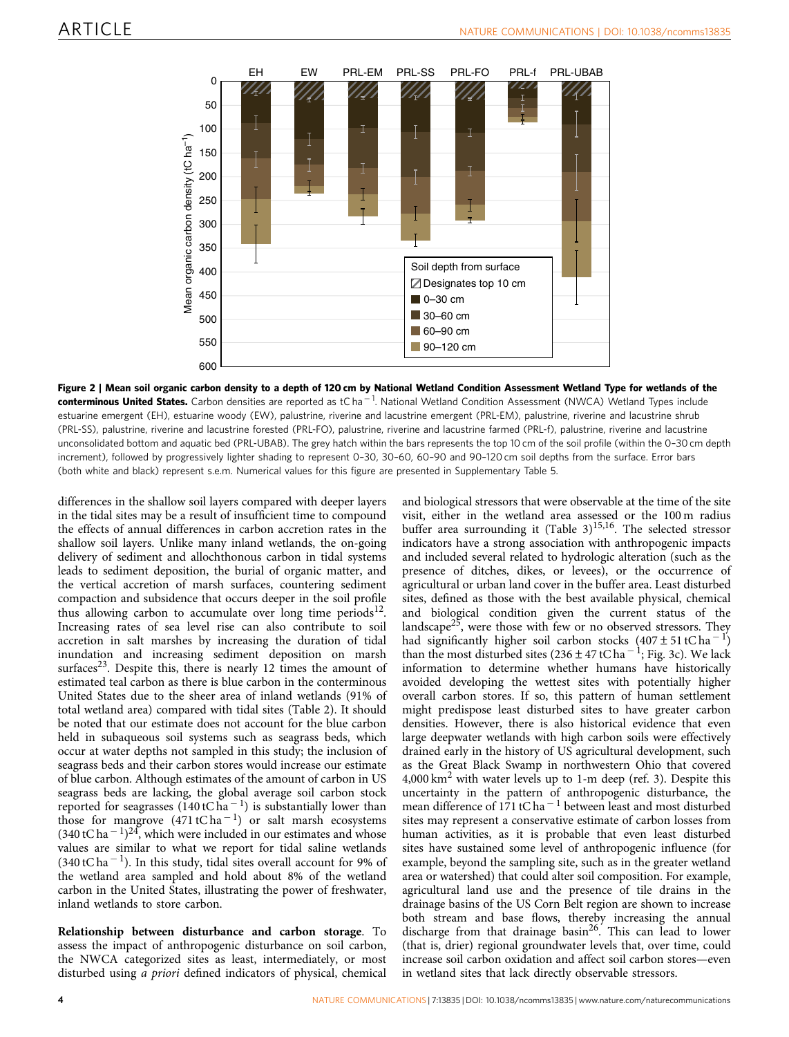**Figure 2 | Mean soil organic carbon density to a depth of 120 cm by National Wetland Condition Assessment Wetland Type for wetlands of the conterminous United States.** Carbon densities are reported as tC ha$^{-1}$. National Wetland Condition Assessment (NWCA) Wetland Types include estuarine emergent (EH), estuarine woody (EW), palustrine, riverine and lacustrine emergent (PRL-EM), palustrine, riverine and lacustrine shrub (PRL-SS), palustrine, riverine and lacustrine forested (PRL-FO), palustrine, riverine and lacustrine farmed (PRL-f), palustrine, riverine and lacustrine unconsolidated bottom and aquatic bed (PRL-UBAB). The grey hatch within the bars represents the top 10 cm of the soil profile (within the 0–30 cm depth increment), followed by progressively lighter shading to represent 0–30, 30–60, 60–90 and 90–120 cm soil depths from the surface. Error bars (both white and black) represent s.e.m. Numerical values for this figure are presented in Supplementary Table 5.

differences in the shallow soil layers compared with deeper layers in the tidal sites may be a result of insufficient time to compound the effects of annual differences in carbon accretion rates in the shallow soil layers. Unlike many inland wetlands, the on-going delivery of sediment and allochthonous carbon in tidal systems leads to sediment deposition, the burial of organic matter, and the vertical accretion of marsh surfaces, countering sediment compaction and subsidence that occurs deeper in the soil profile thus allowing carbon to accumulate over long time periods[12]. Increasing rates of sea level rise can also contribute to soil accretion in salt marshes by increasing the duration of tidal inundation and increasing sediment deposition on marsh surfaces[23]. Despite this, there is nearly 12 times the amount of estimated teal carbon as there is blue carbon in the conterminous United States due to the sheer area of inland wetlands (91% of total wetland area) compared with tidal sites (Table 2). It should be noted that our estimate does not account for the blue carbon held in subaqueous soil systems such as seagrass beds, which occur at water depths not sampled in this study; the inclusion of seagrass beds and their carbon stores would increase our estimate of blue carbon. Although estimates of the amount of carbon in US seagrass beds are lacking, the global average soil carbon stock reported for seagrasses (140 tC ha$^{-1}$) is substantially lower than those for mangrove (471 tC ha$^{-1}$) or salt marsh ecosystems (340 tC ha$^{-1}$)[24], which were included in our estimates and whose values are similar to what we report for tidal saline wetlands (340 tC ha$^{-1}$). In this study, tidal sites overall account for 9% of the wetland area sampled and hold about 8% of the wetland carbon in the United States, illustrating the power of freshwater, inland wetlands to store carbon.

**Relationship between disturbance and carbon storage**. To assess the impact of anthropogenic disturbance on soil carbon, the NWCA categorized sites as least, intermediately, or most disturbed using *a priori* defined indicators of physical, chemical and biological stressors that were observable at the time of the site visit, either in the wetland area assessed or the 100 m radius buffer area surrounding it (Table 3)[15,16]. The selected stressor indicators have a strong association with anthropogenic impacts and included several related to hydrologic alteration (such as the presence of ditches, dikes, or levees), or the occurrence of agricultural or urban land cover in the buffer area. Least disturbed sites, defined as those with the best available physical, chemical and biological condition given the current status of the landscape[25], were those with few or no observed stressors. They had significantly higher soil carbon stocks (407 ± 51 tC ha$^{-1}$) than the most disturbed sites (236 ± 47 tC ha$^{-1}$; Fig. 3c). We lack information to determine whether humans have historically avoided developing the wettest sites with potentially higher overall carbon stores. If so, this pattern of human settlement might predispose least disturbed sites to have greater carbon densities. However, there is also historical evidence that even large deepwater wetlands with high carbon soils were effectively drained early in the history of US agricultural development, such as the Great Black Swamp in northwestern Ohio that covered 4,000 km$^2$ with water levels up to 1-m deep (ref. 3). Despite this uncertainty in the pattern of anthropogenic disturbance, the mean difference of 171 tC ha$^{-1}$ between least and most disturbed sites may represent a conservative estimate of carbon losses from human activities, as it is probable that even least disturbed sites have sustained some level of anthropogenic influence (for example, beyond the sampling site, such as in the greater wetland area or watershed) that could alter soil composition. For example, agricultural land use and the presence of tile drains in the drainage basins of the US Corn Belt region are shown to increase both stream and base flows, thereby increasing the annual discharge from that drainage basin[26]. This can lead to lower (that is, drier) regional groundwater levels that, over time, could increase soil carbon oxidation and affect soil carbon stores—even in wetland sites that lack directly observable stressors.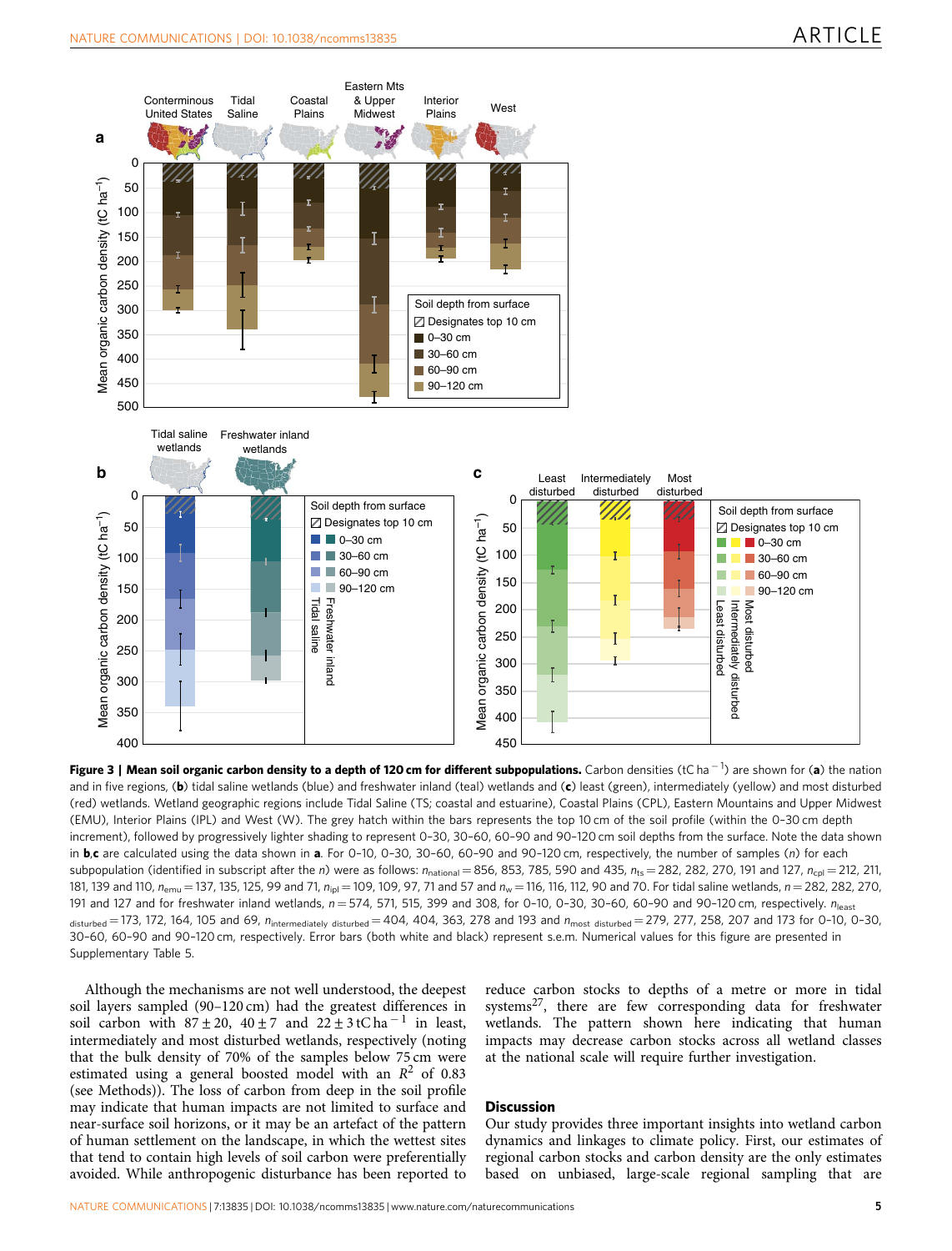**Figure 3 | Mean soil organic carbon density to a depth of 120 cm for different subpopulations.** Carbon densities (tC ha$^{-1}$) are shown for (**a**) the nation and in five regions, (**b**) tidal saline wetlands (blue) and freshwater inland (teal) wetlands and (**c**) least (green), intermediately (yellow) and most disturbed (red) wetlands. Wetland geographic regions include Tidal Saline (TS; coastal and estuarine), Coastal Plains (CPL), Eastern Mountains and Upper Midwest (EMU), Interior Plains (IPL) and West (W). The grey hatch within the bars represents the top 10 cm of the soil profile (within the 0–30 cm depth increment), followed by progressively lighter shading to represent 0–30, 30–60, 60–90 and 90–120 cm soil depths from the surface. Note the data shown in **b**,**c** are calculated using the data shown in **a**. For 0–10, 0–30, 30–60, 60–90 and 90–120 cm, respectively, the number of samples ($n$) for each subpopulation (identified in subscript after the $n$) were as follows: $n_{national}$ = 856, 853, 785, 590 and 435, $n_{ts}$ = 282, 282, 270, 191 and 127, $n_{cpl}$ = 212, 211, 181, 139 and 110, $n_{emu}$ = 137, 135, 125, 99 and 71, $n_{ipl}$ = 109, 109, 97, 71 and 57 and $n_{w}$ = 116, 116, 112, 90 and 70. For tidal saline wetlands, $n$ = 282, 282, 270, 191 and 127 and for freshwater inland wetlands, $n$ = 574, 571, 515, 399 and 308, for 0–10, 0–30, 30–60, 60–90 and 90–120 cm, respectively. $n_{least\ disturbed}$ = 173, 172, 164, 105 and 69, $n_{intermediately\ disturbed}$ = 404, 404, 363, 278 and 193 and $n_{most\ disturbed}$ = 279, 277, 258, 207 and 173 for 0–10, 0–30, 30–60, 60–90 and 90–120 cm, respectively. Error bars (both white and black) represent s.e.m. Numerical values for this figure are presented in Supplementary Table 5.

Although the mechanisms are not well understood, the deepest soil layers sampled (90–120 cm) had the greatest differences in soil carbon with $87 \pm 20$, $40 \pm 7$ and $22 \pm 3$ tC ha$^{-1}$ in least, intermediately and most disturbed wetlands, respectively (noting that the bulk density of 70% of the samples below 75 cm were estimated using a general boosted model with an $R^2$ of 0.83 (see Methods)). The loss of carbon from deep in the soil profile may indicate that human impacts are not limited to surface and near-surface soil horizons, or it may be an artefact of the pattern of human settlement on the landscape, in which the wettest sites that tend to contain high levels of soil carbon were preferentially avoided. While anthropogenic disturbance has been reported to reduce carbon stocks to depths of a metre or more in tidal systems[27], there are few corresponding data for freshwater wetlands. The pattern shown here indicating that human impacts may decrease carbon stocks across all wetland classes at the national scale will require further investigation.

## Discussion

Our study provides three important insights into wetland carbon dynamics and linkages to climate policy. First, our estimates of regional carbon stocks and carbon density are the only estimates based on unbiased, large-scale regional sampling that are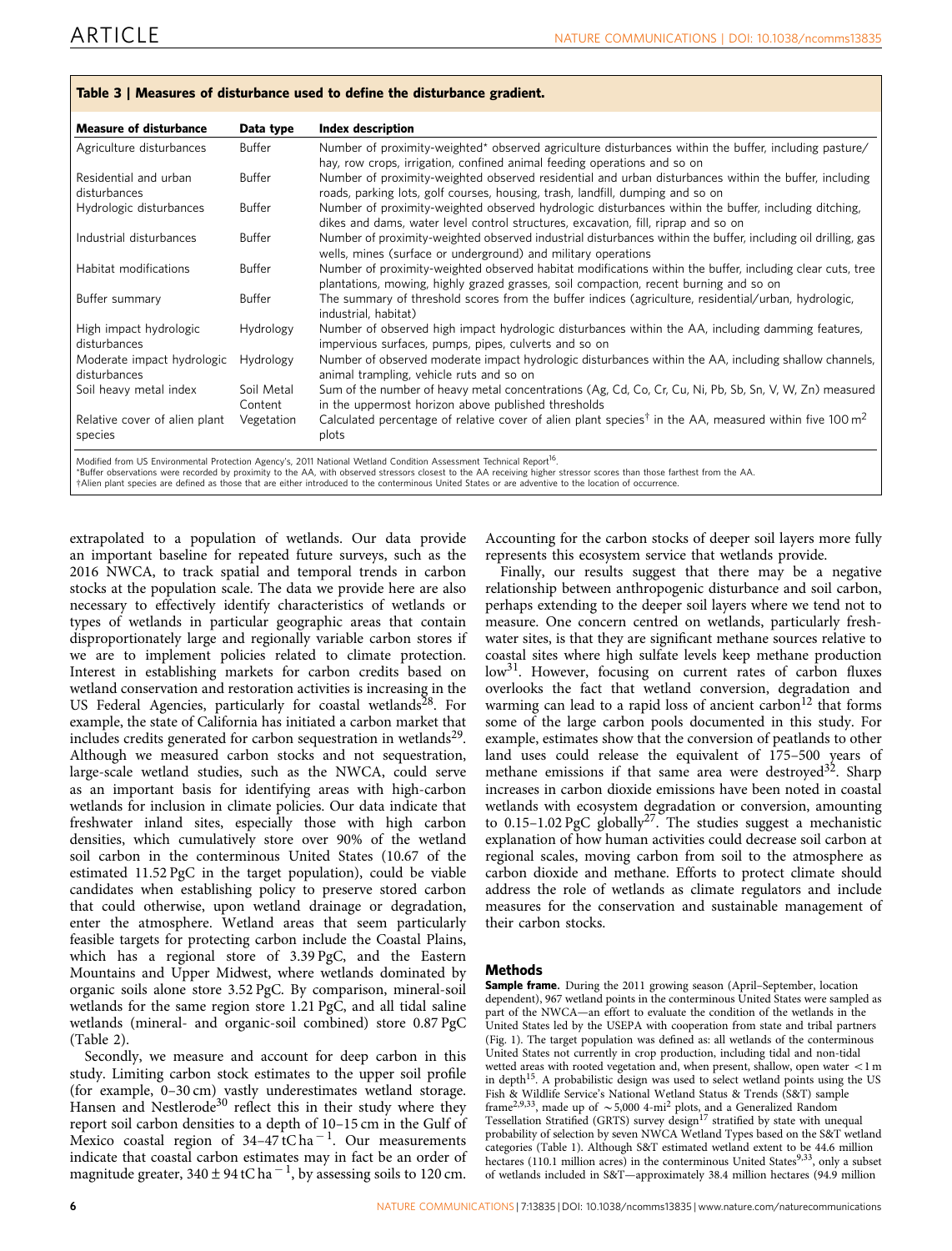**Table 3 | Measures of disturbance used to define the disturbance gradient.**

| Measure of disturbance | Data type | Index description |
|---|---|---|
| Agriculture disturbances | Buffer | Number of proximity-weighted* observed agriculture disturbances within the buffer, including pasture/hay, row crops, irrigation, confined animal feeding operations and so on |
| Residential and urban disturbances | Buffer | Number of proximity-weighted observed residential and urban disturbances within the buffer, including roads, parking lots, golf courses, housing, trash, landfill, dumping and so on |
| Hydrologic disturbances | Buffer | Number of proximity-weighted observed hydrologic disturbances within the buffer, including ditching, dikes and dams, water level control structures, excavation, fill, riprap and so on |
| Industrial disturbances | Buffer | Number of proximity-weighted observed industrial disturbances within the buffer, including oil drilling, gas wells, mines (surface or underground) and military operations |
| Habitat modifications | Buffer | Number of proximity-weighted observed habitat modifications within the buffer, including clear cuts, tree plantations, mowing, highly grazed grasses, soil compaction, recent burning and so on |
| Buffer summary | Buffer | The summary of threshold scores from the buffer indices (agriculture, residential/urban, hydrologic, industrial, habitat) |
| High impact hydrologic disturbances | Hydrology | Number of observed high impact hydrologic disturbances within the AA, including damming features, impervious surfaces, pumps, pipes, culverts and so on |
| Moderate impact hydrologic disturbances | Hydrology | Number of observed moderate impact hydrologic disturbances within the AA, including shallow channels, animal trampling, vehicle ruts and so on |
| Soil heavy metal index | Soil Metal Content | Sum of the number of heavy metal concentrations (Ag, Cd, Co, Cr, Cu, Ni, Pb, Sb, Sn, V, W, Zn) measured in the uppermost horizon above published thresholds |
| Relative cover of alien plant species | Vegetation | Calculated percentage of relative cover of alien plant species† in the AA, measured within five 100 $m^2$ plots |

Modified from US Environmental Protection Agency's, 2011 National Wetland Condition Assessment Technical Report[16].
*Buffer observations were recorded by proximity to the AA, with observed stressors closest to the AA receiving higher stressor scores than those farthest from the AA.
†Alien plant species are defined as those that are either introduced to the conterminous United States or are adventive to the location of occurrence.

extrapolated to a population of wetlands. Our data provide an important baseline for repeated future surveys, such as the 2016 NWCA, to track spatial and temporal trends in carbon stocks at the population scale. The data we provide here are also necessary to effectively identify characteristics of wetlands or types of wetlands in particular geographic areas that contain disproportionately large and regionally variable carbon stores if we are to implement policies related to climate protection. Interest in establishing markets for carbon credits based on wetland conservation and restoration activities is increasing in the US Federal Agencies, particularly for coastal wetlands[28]. For example, the state of California has initiated a carbon market that includes credits generated for carbon sequestration in wetlands[29]. Although we measured carbon stocks and not sequestration, large-scale wetland studies, such as the NWCA, could serve as an important basis for identifying areas with high-carbon wetlands for inclusion in climate policies. Our data indicate that freshwater inland sites, especially those with high carbon densities, which cumulatively store over 90% of the wetland soil carbon in the conterminous United States (10.67 of the estimated 11.52 PgC in the target population), could be viable candidates when establishing policy to preserve stored carbon that could otherwise, upon wetland drainage or degradation, enter the atmosphere. Wetland areas that seem particularly feasible targets for protecting carbon include the Coastal Plains, which has a regional store of 3.39 PgC, and the Eastern Mountains and Upper Midwest, where wetlands dominated by organic soils alone store 3.52 PgC. By comparison, mineral-soil wetlands for the same region store 1.21 PgC, and all tidal saline wetlands (mineral- and organic-soil combined) store 0.87 PgC (Table 2).

Secondly, we measure and account for deep carbon in this study. Limiting carbon stock estimates to the upper soil profile (for example, 0–30 cm) vastly underestimates wetland storage. Hansen and Nestlerode[30] reflect this in their study where they report soil carbon densities to a depth of 10–15 cm in the Gulf of Mexico coastal region of 34–47 $tC\,ha^{-1}$. Our measurements indicate that coastal carbon estimates may in fact be an order of magnitude greater, $340 \pm 94\,tC\,ha^{-1}$, by assessing soils to 120 cm. Accounting for the carbon stocks of deeper soil layers more fully represents this ecosystem service that wetlands provide.

Finally, our results suggest that there may be a negative relationship between anthropogenic disturbance and soil carbon, perhaps extending to the deeper soil layers where we tend not to measure. One concern centred on wetlands, particularly freshwater sites, is that they are significant methane sources relative to coastal sites where high sulfate levels keep methane production low[31]. However, focusing on current rates of carbon fluxes overlooks the fact that wetland conversion, degradation and warming can lead to a rapid loss of ancient carbon[12] that forms some of the large carbon pools documented in this study. For example, estimates show that the conversion of peatlands to other land uses could release the equivalent of 175–500 years of methane emissions if that same area were destroyed[32]. Sharp increases in carbon dioxide emissions have been noted in coastal wetlands with ecosystem degradation or conversion, amounting to 0.15–1.02 PgC globally[27]. The studies suggest a mechanistic explanation of how human activities could decrease soil carbon at regional scales, moving carbon from soil to the atmosphere as carbon dioxide and methane. Efforts to protect climate should address the role of wetlands as climate regulators and include measures for the conservation and sustainable management of their carbon stocks.

## Methods

**Sample frame.** During the 2011 growing season (April–September, location dependent), 967 wetland points in the conterminous United States were sampled as part of the NWCA—an effort to evaluate the condition of the wetlands in the United States led by the USEPA with cooperation from state and tribal partners (Fig. 1). The target population was defined as: all wetlands of the conterminous United States not currently in crop production, including tidal and non-tidal wetted areas with rooted vegetation and, when present, shallow, open water <1 m in depth[15]. A probabilistic design was used to select wetland points using the US Fish & Wildlife Service's National Wetland Status & Trends (S&T) sample frame[2,9,33], made up of ~5,000 4-mi$^2$ plots, and a Generalized Random Tessellation Stratified (GRTS) survey design[17] stratified by state with unequal probability of selection by seven NWCA Wetland Types based on the S&T wetland categories (Table 1). Although S&T estimated wetland extent to be 44.6 million hectares (110.1 million acres) in the conterminous United States[9,33], only a subset of wetlands included in S&T—approximately 38.4 million hectares (94.9 million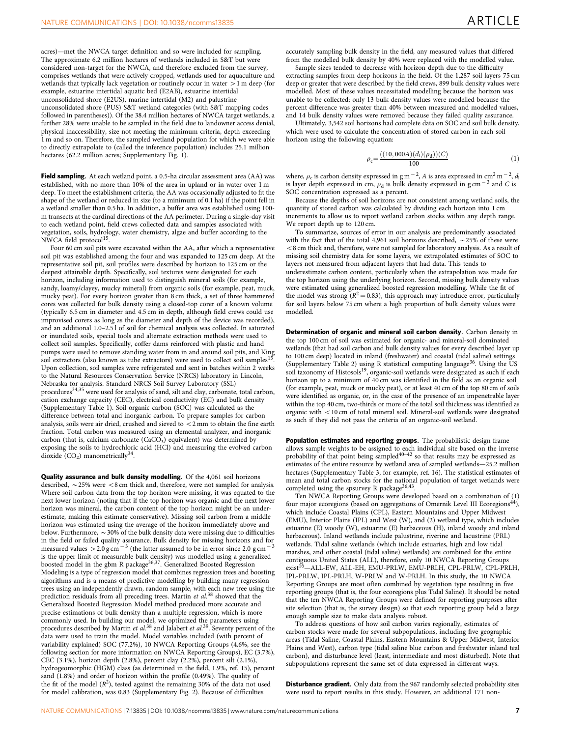acres)—met the NWCA target definition and so were included for sampling. The approximate 6.2 million hectares of wetlands included in S&T but were considered non-target for the NWCA, and therefore excluded from the survey, comprises wetlands that were actively cropped, wetlands used for aquaculture and wetlands that typically lack vegetation or routinely occur in water >1 m deep (for example, estuarine intertidal aquatic bed (E2AB), estuarine intertidal unconsolidated shore (E2US), marine intertidal (M2) and palustrine unconsolidated shore (PUS) S&T wetland categories (with S&T mapping codes followed in parentheses)). Of the 38.4 million hectares of NWCA target wetlands, a further 28% were unable to be sampled in the field due to landowner access denial, physical inaccessibility, size not meeting the minimum criteria, depth exceeding 1 m and so on. Therefore, the sampled wetland population for which we were able to directly extrapolate to (called the inference population) includes 25.1 million hectares (62.2 million acres; Supplementary Fig. 1).

**Field sampling.** At each wetland point, a 0.5-ha circular assessment area (AA) was established, with no more than 10% of the area in upland or in water over 1 m deep. To meet the establishment criteria, the AA was occasionally adjusted to fit the shape of the wetland or reduced in size (to a minimum of 0.1 ha) if the point fell in a wetland smaller than 0.5 ha. In addition, a buffer area was established using 100-m transects at the cardinal directions of the AA perimeter. During a single-day visit to each wetland point, field crews collected data and samples associated with vegetation, soils, hydrology, water chemistry, algae and buffer according to the NWCA field protocol[15].

Four 60 cm soil pits were excavated within the AA, after which a representative soil pit was established among the four and was expanded to 125 cm deep. At the representative soil pit, soil profiles were described by horizon to 125 cm or the deepest attainable depth. Specifically, soil textures were designated for each horizon, including information used to distinguish mineral soils (for example, sandy, loamy/clayey, mucky mineral) from organic soils (for example, peat, muck, mucky peat). For every horizon greater than 8 cm thick, a set of three hammered cores was collected for bulk density using a closed-top corer of a known volume (typically 6.5 cm in diameter and 4.5 cm in depth, although field crews could use improvised corers as long as the diameter and depth of the device was recorded), and an additional 1.0–2.5 l of soil for chemical analysis was collected. In saturated or inundated soils, special tools and alternate extraction methods were used to collect soil samples. Specifically, coffer dams reinforced with plastic and hand pumps were used to remove standing water from in and around soil pits, and King soil extractors (also known as tube extractors) were used to collect soil samples[15]. Upon collection, soil samples were refrigerated and sent in batches within 2 weeks to the Natural Resources Conservation Service (NRCS) laboratory in Lincoln, Nebraska for analysis. Standard NRCS Soil Survey Laboratory (SSL) procedures[34,35] were used for analysis of sand, silt and clay, carbonate, total carbon, cation exchange capacity (CEC), electrical conductivity (EC) and bulk density (Supplementary Table 1). Soil organic carbon (SOC) was calculated as the difference between total and inorganic carbon. To prepare samples for carbon analysis, soils were air dried, crushed and sieved to <2 mm to obtain the fine earth fraction. Total carbon was measured using an elemental analyzer, and inorganic carbon (that is, calcium carbonate ($CaCO_3$) equivalent) was determined by exposing the soils to hydrochloric acid (HCl) and measuring the evolved carbon dioxide ($CO_2$) manometrically[34].

**Quality assurance and bulk density modelling.** Of the 4,061 soil horizons described, ~25% were <8 cm thick and, therefore, were not sampled for analysis. Where soil carbon data from the top horizon were missing, it was equated to the next lower horizon (noting that if the top horizon was organic and the next lower horizon was mineral, the carbon content of the top horizon might be an underestimate, making this estimate conservative). Missing soil carbon from a middle horizon was estimated using the average of the horizon immediately above and below. Furthermore, ~30% of the bulk density data were missing due to difficulties in the field or failed quality assurance. Bulk density for missing horizons and for measured values $>2.0\,g\,cm^{-3}$ (the latter assumed to be in error since $2.0\,g\,cm^{-3}$ is the upper limit of measurable bulk density) was modelled using a generalized boosted model in the gbm R package[36,37]. Generalized Boosted Regression Modeling is a type of regression model that combines regression trees and boosting algorithms and is a means of predictive modelling by building many regression trees using an independently drawn, random sample, with each new tree using the prediction residuals from all preceding trees. Martin *et al.*[38] showed that the Generalized Boosted Regression Model method produced more accurate and precise estimations of bulk density than a multiple regression, which is more commonly used. In building our model, we optimized the parameters using procedures described by Martin *et al.*[38] and Jalabert *et al.*[39]. Seventy percent of the data were used to train the model. Model variables included (with percent of variability explained) SOC (77.2%), 10 NWCA Reporting Groups (4.6%, see the following section for more information on NWCA Reporting Groups), EC (3.7%), CEC (3.1%), horizon depth (2.8%), percent clay (2.2%), percent silt (2.1%), hydrogeomorphic (HGM) class (as determined in the field, 1.9%, ref. 15), percent sand (1.8%) and order of horizon within the profile (0.49%). The quality of the fit of the model ($R^2$), tested against the remaining 30% of the data not used for model calibration, was 0.83 (Supplementary Fig. 2). Because of difficulties accurately sampling bulk density in the field, any measured values that differed from the modelled bulk density by 40% were replaced with the modelled value.

Sample sizes tended to decrease with horizon depth due to the difficulty extracting samples from deep horizons in the field. Of the 1,287 soil layers 75 cm deep or greater that were described by the field crews, 899 bulk density values were modelled. Most of these values necessitated modelling because the horizon was unable to be collected; only 13 bulk density values were modelled because the percent difference was greater than 40% between measured and modelled values, and 14 bulk density values were removed because they failed quality assurance.

Ultimately, 3,542 soil horizons had complete data on SOC and soil bulk density, which were used to calculate the concentration of stored carbon in each soil horizon using the following equation:

$$\rho_c = \frac{((10,000A)(d_l)(\rho_d))(C)}{100} \tag{1}$$

where, $\rho_c$ is carbon density expressed in $g\,m^{-2}$, $A$ is area expressed in $cm^2\,m^{-2}$, $d_l$ is layer depth expressed in cm, $\rho_d$ is bulk density expressed in $g\,cm^{-3}$ and $C$ is SOC concentration expressed as a percent.

Because the depths of soil horizons are not consistent among wetland soils, the quantity of stored carbon was calculated by dividing each horizon into 1 cm increments to allow us to report wetland carbon stocks within any depth range. We report depth up to 120 cm.

To summarize, sources of error in our analysis are predominantly associated with the fact that of the total 4,961 soil horizons described, ~25% of these were <8 cm thick and, therefore, were not sampled for laboratory analysis. As a result of missing soil chemistry data for some layers, we extrapolated estimates of SOC to layers not measured from adjacent layers that had data. This tends to underestimate carbon content, particularly when the extrapolation was made for the top horizon using the underlying horizon. Second, missing bulk density values were estimated using generalized boosted regression modelling. While the fit of the model was strong ($R^2 = 0.83$), this approach may introduce error, particularly for soil layers below 75 cm where a high proportion of bulk density values were modelled.

**Determination of organic and mineral soil carbon density.** Carbon density in the top 100 cm of soil was estimated for organic- and mineral-soil dominated wetlands (that had soil carbon and bulk density values for every described layer up to 100 cm deep) located in inland (freshwater) and coastal (tidal saline) settings (Supplementary Table 2) using R statistical computing language[36]. Using the US soil taxonomy of Histosols[19], organic-soil wetlands were designated as such if each horizon up to a minimum of 40 cm was identified in the field as an organic soil (for example, peat, muck or mucky peat), or at least 40 cm of the top 80 cm of soils were identified as organic, or, in the case of the presence of an impenetrable layer within the top 40 cm, two-thirds or more of the total soil thickness was identified as organic with <10 cm of total mineral soil. Mineral-soil wetlands were designated as such if they did not pass the criteria of an organic-soil wetland.

**Population estimates and reporting groups.** The probabilistic design frame allows sample weights to be assigned to each individual site based on the inverse probability of that point being sampled[40–42] so that results may be expressed as estimates of the entire resource by wetland area of sampled wetlands—25.2 million hectares (Supplementary Table 3, for example, ref. 16). The statistical estimates of mean and total carbon stocks for the national population of target wetlands were completed using the spsurvey R package[36,43].

Ten NWCA Reporting Groups were developed based on a combination of (1) four major ecoregions (based on aggregations of Omernik Level III Ecoregions[44]), which include Coastal Plains (CPL), Eastern Mountains and Upper Midwest (EMU), Interior Plains (IPL) and West (W), and (2) wetland type, which includes estuarine (E) woody (W), estuarine (E) herbaceous (H), inland woody and inland herbaceous). Inland wetlands include palustrine, riverine and lacustrine (PRL) wetlands. Tidal saline wetlands (which include estuaries, high and low tidal marshes, and other coastal (tidal saline) wetlands) are combined for the entire contiguous United States (ALL), therefore, only 10 NWCA Reporting Groups exist[16]—ALL-EW, ALL-EH, EMU-PRLW, EMU-PRLH, CPL-PRLW, CPL-PRLH, IPL-PRLW, IPL-PRLH, W-PRLW and W-PRLH. In this study, the 10 NWCA Reporting Groups are most often combined by vegetation type resulting in five reporting groups (that is, the four ecoregions plus Tidal Saline). It should be noted that the ten NWCA Reporting Groups were defined for reporting purposes after site selection (that is, the survey design) so that each reporting group held a large enough sample size to make data analysis robust.

To address questions of how soil carbon varies regionally, estimates of carbon stocks were made for several subpopulations, including five geographic areas (Tidal Saline, Coastal Plains, Eastern Mountains & Upper Midwest, Interior Plains and West), carbon type (tidal saline blue carbon and freshwater inland teal carbon), and disturbance level (least, intermediate and most disturbed). Note that subpopulations represent the same set of data expressed in different ways.

**Disturbance gradient.** Only data from the 967 randomly selected probability sites were used to report results in this study. However, an additional 171 non-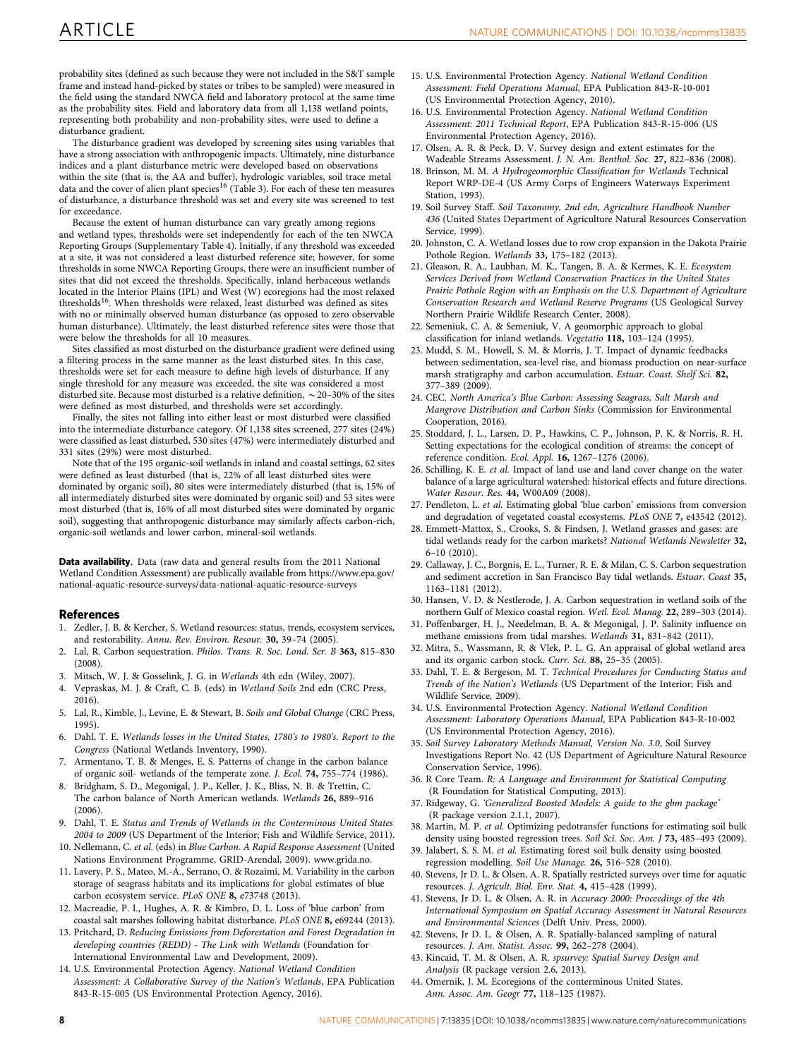probability sites (defined as such because they were not included in the S&T sample frame and instead hand-picked by states or tribes to be sampled) were measured in the field using the standard NWCA field and laboratory protocol at the same time as the probability sites. Field and laboratory data from all 1,138 wetland points, representing both probability and non-probability sites, were used to define a disturbance gradient.

The disturbance gradient was developed by screening sites using variables that have a strong association with anthropogenic impacts. Ultimately, nine disturbance indices and a plant disturbance metric were developed based on observations within the site (that is, the AA and buffer), hydrologic variables, soil trace metal data and the cover of alien plant species[16] (Table 3). For each of these ten measures of disturbance, a disturbance threshold was set and every site was screened to test for exceedance.

Because the extent of human disturbance can vary greatly among regions and wetland types, thresholds were set independently for each of the ten NWCA Reporting Groups (Supplementary Table 4). Initially, if any threshold was exceeded at a site, it was not considered a least disturbed reference site; however, for some thresholds in some NWCA Reporting Groups, there were an insufficient number of sites that did not exceed the thresholds. Specifically, inland herbaceous wetlands located in the Interior Plains (IPL) and West (W) ecoregions had the most relaxed thresholds[16]. When thresholds were relaxed, least disturbed was defined as sites with no or minimally observed human disturbance (as opposed to zero observable human disturbance). Ultimately, the least disturbed reference sites were those that were below the thresholds for all 10 measures.

Sites classified as most disturbed on the disturbance gradient were defined using a filtering process in the same manner as the least disturbed sites. In this case, thresholds were set for each measure to define high levels of disturbance. If any single threshold for any measure was exceeded, the site was considered a most disturbed site. Because most disturbed is a relative definition, ~20–30% of the sites were defined as most disturbed, and thresholds were set accordingly.

Finally, the sites not falling into either least or most disturbed were classified into the intermediate disturbance category. Of 1,138 sites screened, 277 sites (24%) were classified as least disturbed, 530 sites (47%) were intermediately disturbed and 331 sites (29%) were most disturbed.

Note that of the 195 organic-soil wetlands in inland and coastal settings, 62 sites were defined as least disturbed (that is, 22% of all least disturbed sites were dominated by organic soil), 80 sites were intermediately disturbed (that is, 15% of all intermediately disturbed sites were dominated by organic soil) and 53 sites were most disturbed (that is, 16% of all most disturbed sites were dominated by organic soil), suggesting that anthropogenic disturbance may similarly affects carbon-rich, organic-soil wetlands and lower carbon, mineral-soil wetlands.

**Data availability.** Data (raw data and general results from the 2011 National Wetland Condition Assessment) are publically available from https://www.epa.gov/national-aquatic-resource-surveys/data-national-aquatic-resource-surveys

## References

1. Zedler, J. B. & Kercher, S. Wetland resources: status, trends, ecosystem services, and restorability. *Annu. Rev. Environ. Resour.* **30,** 39–74 (2005).
2. Lal, R. Carbon sequestration. *Philos. Trans. R. Soc. Lond. Ser. B* **363,** 815–830 (2008).
3. Mitsch, W. J. & Gosselink, J. G. in *Wetlands* 4th edn (Wiley, 2007).
4. Vepraskas, M. J. & Craft, C. B. (eds) in *Wetland Soils* 2nd edn (CRC Press, 2016).
5. Lal, R., Kimble, J., Levine, E. & Stewart, B. *Soils and Global Change* (CRC Press, 1995).
6. Dahl, T. E. *Wetlands losses in the United States, 1780's to 1980's. Report to the Congress* (National Wetlands Inventory, 1990).
7. Armentano, T. B. & Menges, E. S. Patterns of change in the carbon balance of organic soil- wetlands of the temperate zone. *J. Ecol.* **74,** 755–774 (1986).
8. Bridgham, S. D., Megonigal, J. P., Keller, J. K., Bliss, N. B. & Trettin, C. The carbon balance of North American wetlands. *Wetlands* **26,** 889–916 (2006).
9. Dahl, T. E. *Status and Trends of Wetlands in the Conterminous United States 2004 to 2009* (US Department of the Interior; Fish and Wildlife Service, 2011).
10. Nellemann, C. *et al.* (eds) in *Blue Carbon. A Rapid Response Assessment* (United Nations Environment Programme, GRID-Arendal, 2009). www.grida.no.
11. Lavery, P. S., Mateo, M.-Á., Serrano, O. & Rozaimi, M. Variability in the carbon storage of seagrass habitats and its implications for global estimates of blue carbon ecosystem service. *PLoS ONE* **8,** e73748 (2013).
12. Macreadie, P. I., Hughes, A. R. & Kimbro, D. L. Loss of 'blue carbon' from coastal salt marshes following habitat disturbance. *PLoS ONE* **8,** e69244 (2013).
13. Pritchard, D. *Reducing Emissions from Deforestation and Forest Degradation in developing countries (REDD) - The Link with Wetlands* (Foundation for International Environmental Law and Development, 2009).
14. U.S. Environmental Protection Agency. *National Wetland Condition Assessment: A Collaborative Survey of the Nation's Wetlands*, EPA Publication 843-R-15-005 (US Environmental Protection Agency, 2016).
15. U.S. Environmental Protection Agency. *National Wetland Condition Assessment: Field Operations Manual*, EPA Publication 843-R-10-001 (US Environmental Protection Agency, 2010).
16. U.S. Environmental Protection Agency. *National Wetland Condition Assessment: 2011 Technical Report*, EPA Publication 843-R-15-006 (US Environmental Protection Agency, 2016).
17. Olsen, A. R. & Peck, D. V. Survey design and extent estimates for the Wadeable Streams Assessment. *J. N. Am. Benthol. Soc.* **27,** 822–836 (2008).
18. Brinson, M. M. *A Hydrogeomorphic Classification for Wetlands* Technical Report WRP-DE-4 (US Army Corps of Engineers Waterways Experiment Station, 1993).
19. Soil Survey Staff. *Soil Taxonomy, 2nd edn, Agriculture Handbook Number 436* (United States Department of Agriculture Natural Resources Conservation Service, 1999).
20. Johnston, C. A. Wetland losses due to row crop expansion in the Dakota Prairie Pothole Region. *Wetlands* **33,** 175–182 (2013).
21. Gleason, R. A., Laubhan, M. K., Tangen, B. A. & Kermes, K. E. *Ecosystem Services Derived from Wetland Conservation Practices in the United States Prairie Pothole Region with an Emphasis on the U.S. Department of Agriculture Conservation Research and Wetland Reserve Programs* (US Geological Survey Northern Prairie Wildlife Research Center, 2008).
22. Semeniuk, C. A. & Semeniuk, V. A geomorphic approach to global classification for inland wetlands. *Vegetatio* **118,** 103–124 (1995).
23. Mudd, S. M., Howell, S. M. & Morris, J. T. Impact of dynamic feedbacks between sedimentation, sea-level rise, and biomass production on near-surface marsh stratigraphy and carbon accumulation. *Estuar. Coast. Shelf Sci.* **82,** 377–389 (2009).
24. CEC. *North America's Blue Carbon: Assessing Seagrass, Salt Marsh and Mangrove Distribution and Carbon Sinks* (Commission for Environmental Cooperation, 2016).
25. Stoddard, J. L., Larsen, D. P., Hawkins, C. P., Johnson, P. K. & Norris, R. H. Setting expectations for the ecological condition of streams: the concept of reference condition. *Ecol. Appl.* **16,** 1267–1276 (2006).
26. Schilling, K. E. *et al.* Impact of land use and land cover change on the water balance of a large agricultural watershed: historical effects and future directions. *Water Resour. Res.* **44,** W00A09 (2008).
27. Pendleton, L. *et al.* Estimating global 'blue carbon' emissions from conversion and degradation of vegetated coastal ecosystems. *PLoS ONE* **7,** e43542 (2012).
28. Emmett-Mattox, S., Crooks, S. & Findsen, J. Wetland grasses and gases: are tidal wetlands ready for the carbon markets? *National Wetlands Newsletter* **32,** 6–10 (2010).
29. Callaway, J. C., Borgnis, E. L., Turner, R. E. & Milan, C. S. Carbon sequestration and sediment accretion in San Francisco Bay tidal wetlands. *Estuar. Coast* **35,** 1163–1181 (2012).
30. Hansen, V. D. & Nestlerode, J. A. Carbon sequestration in wetland soils of the northern Gulf of Mexico coastal region. *Wetl. Ecol. Manag.* **22,** 289–303 (2014).
31. Poffenbarger, H. J., Needelman, B. A. & Megonigal, J. P. Salinity influence on methane emissions from tidal marshes. *Wetlands* **31,** 831–842 (2011).
32. Mitra, S., Wassmann, R. & Vlek, P. L. G. An appraisal of global wetland area and its organic carbon stock. *Curr. Sci.* **88,** 25–35 (2005).
33. Dahl, T. E. & Bergeson, M. T. *Technical Procedures for Conducting Status and Trends of the Nation's Wetlands* (US Department of the Interior; Fish and Wildlife Service, 2009).
34. U.S. Environmental Protection Agency. *National Wetland Condition Assessment: Laboratory Operations Manual*, EPA Publication 843-R-10-002 (US Environmental Protection Agency, 2016).
35. *Soil Survey Laboratory Methods Manual, Version No. 3.0*, Soil Survey Investigations Report No. 42 (US Department of Agriculture Natural Resource Conservation Service, 1996).
36. R Core Team. *R: A Language and Environment for Statistical Computing* (R Foundation for Statistical Computing, 2013).
37. Ridgeway, G. *'Generalized Boosted Models: A guide to the gbm package'* (R package version 2.1.1, 2007).
38. Martin, M. P. *et al.* Optimizing pedotransfer functions for estimating soil bulk density using boosted regression trees. *Soil Sci. Soc. Am. J* **73,** 485–493 (2009).
39. Jalabert, S. S. M. *et al.* Estimating forest soil bulk density using boosted regression modelling. *Soil Use Manage.* **26,** 516–528 (2010).
40. Stevens, Jr D. L. & Olsen, A. R. Spatially restricted surveys over time for aquatic resources. *J. Agricult. Biol. Env. Stat.* **4,** 415–428 (1999).
41. Stevens, Jr D. L. & Olsen, A. R. in *Accuracy 2000: Proceedings of the 4th International Symposium on Spatial Accuracy Assessment in Natural Resources and Environmental Sciences* (Delft Univ. Press, 2000).
42. Stevens, Jr D. L. & Olsen, A. R. Spatially-balanced sampling of natural resources. *J. Am. Statist. Assoc.* **99,** 262–278 (2004).
43. Kincaid, T. M. & Olsen, A. R. *spsurvey: Spatial Survey Design and Analysis* (R package version 2.6, 2013).
44. Omernik, J. M. Ecoregions of the conterminous United States. *Ann. Assoc. Am. Geogr* **77,** 118–125 (1987).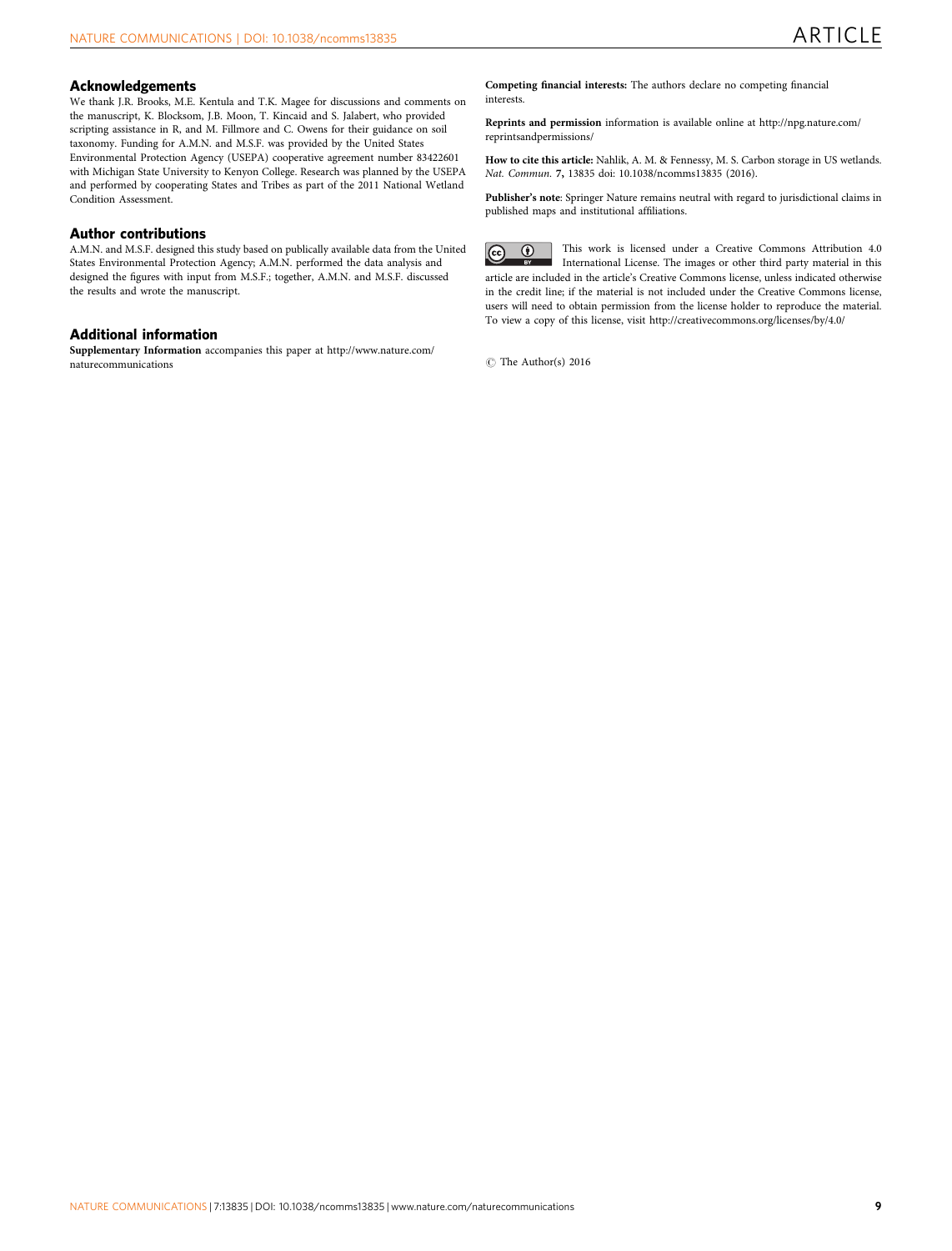## Acknowledgements

We thank J.R. Brooks, M.E. Kentula and T.K. Magee for discussions and comments on the manuscript, K. Blocksom, J.B. Moon, T. Kincaid and S. Jalabert, who provided scripting assistance in R, and M. Fillmore and C. Owens for their guidance on soil taxonomy. Funding for A.M.N. and M.S.F. was provided by the United States Environmental Protection Agency (USEPA) cooperative agreement number 83422601 with Michigan State University to Kenyon College. Research was planned by the USEPA and performed by cooperating States and Tribes as part of the 2011 National Wetland Condition Assessment.

## Author contributions

A.M.N. and M.S.F. designed this study based on publically available data from the United States Environmental Protection Agency; A.M.N. performed the data analysis and designed the figures with input from M.S.F.; together, A.M.N. and M.S.F. discussed the results and wrote the manuscript.

## Additional information

**Supplementary Information** accompanies this paper at http://www.nature.com/naturecommunications

**Competing financial interests:** The authors declare no competing financial interests.

**Reprints and permission** information is available online at http://npg.nature.com/reprintsandpermissions/

**How to cite this article:** Nahlik, A. M. & Fennessy, M. S. Carbon storage in US wetlands. *Nat. Commun.* **7,** 13835 doi: 10.1038/ncomms13835 (2016).

**Publisher's note**: Springer Nature remains neutral with regard to jurisdictional claims in published maps and institutional affiliations.

This work is licensed under a Creative Commons Attribution 4.0 International License. The images or other third party material in this article are included in the article's Creative Commons license, unless indicated otherwise in the credit line; if the material is not included under the Creative Commons license, users will need to obtain permission from the license holder to reproduce the material. To view a copy of this license, visit http://creativecommons.org/licenses/by/4.0/

© The Author(s) 2016